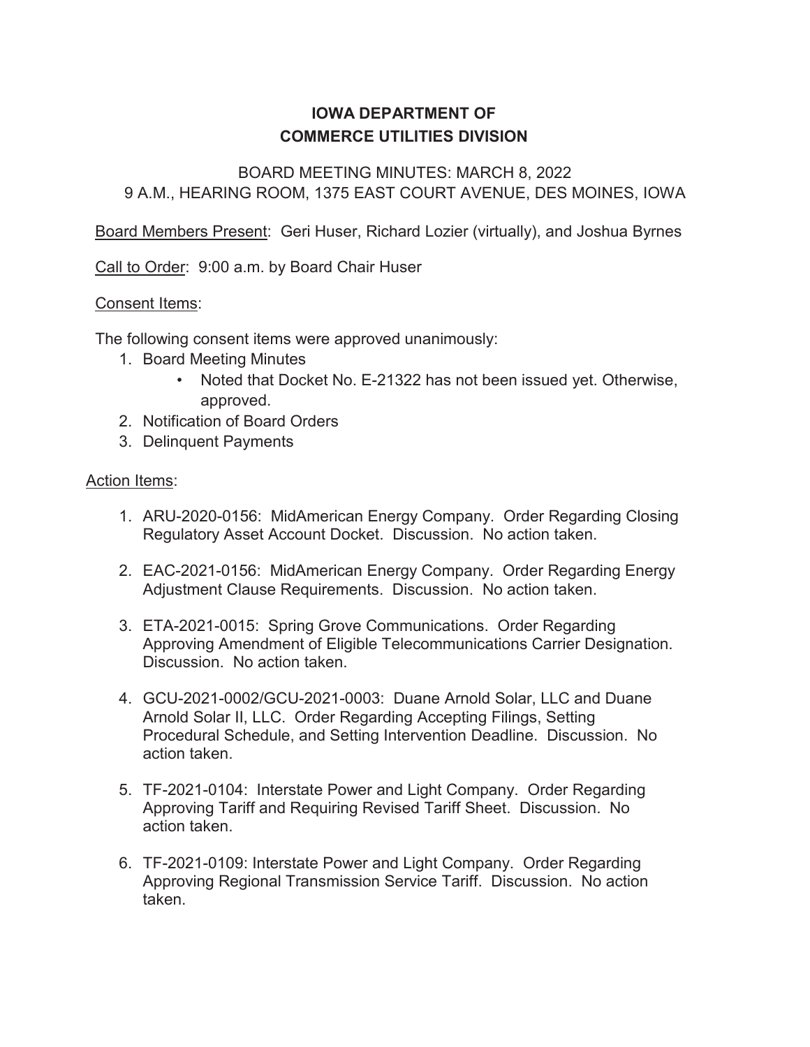# IOWA DEPARTMENT OF COMMERCE UTILITIES DIVISION

BOARD MEETING MINUTES: MARCH 8, 2022
9 A.M., HEARING ROOM, 1375 EAST COURT AVENUE, DES MOINES, IOWA

Board Members Present: Geri Huser, Richard Lozier (virtually), and Joshua Byrnes

Call to Order: 9:00 a.m. by Board Chair Huser

Consent Items:

The following consent items were approved unanimously:

1. Board Meeting Minutes
   - Noted that Docket No. E-21322 has not been issued yet. Otherwise, approved.
2. Notification of Board Orders
3. Delinquent Payments

Action Items:

1. ARU-2020-0156: MidAmerican Energy Company. Order Regarding Closing Regulatory Asset Account Docket. Discussion. No action taken.

2. EAC-2021-0156: MidAmerican Energy Company. Order Regarding Energy Adjustment Clause Requirements. Discussion. No action taken.

3. ETA-2021-0015: Spring Grove Communications. Order Regarding Approving Amendment of Eligible Telecommunications Carrier Designation. Discussion. No action taken.

4. GCU-2021-0002/GCU-2021-0003: Duane Arnold Solar, LLC and Duane Arnold Solar II, LLC. Order Regarding Accepting Filings, Setting Procedural Schedule, and Setting Intervention Deadline. Discussion. No action taken.

5. TF-2021-0104: Interstate Power and Light Company. Order Regarding Approving Tariff and Requiring Revised Tariff Sheet. Discussion. No action taken.

6. TF-2021-0109: Interstate Power and Light Company. Order Regarding Approving Regional Transmission Service Tariff. Discussion. No action taken.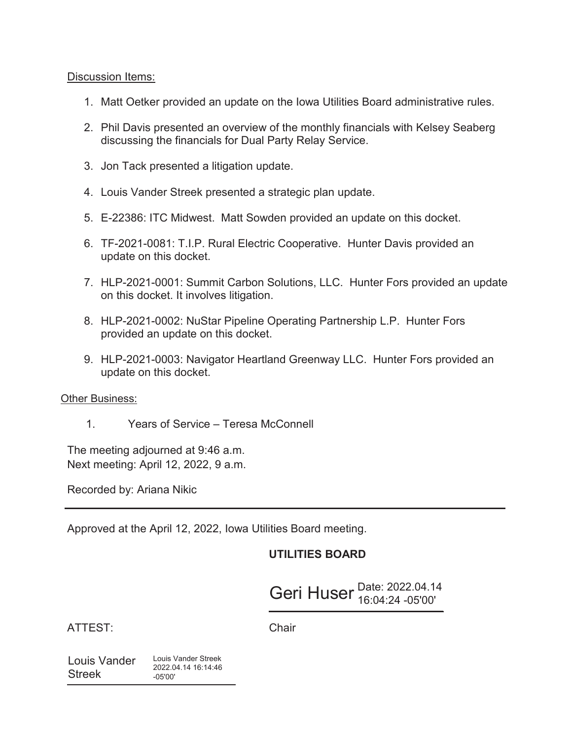Discussion Items:

1. Matt Oetker provided an update on the Iowa Utilities Board administrative rules.

2. Phil Davis presented an overview of the monthly financials with Kelsey Seaberg discussing the financials for Dual Party Relay Service.

3. Jon Tack presented a litigation update.

4. Louis Vander Streek presented a strategic plan update.

5. E-22386: ITC Midwest. Matt Sowden provided an update on this docket.

6. TF-2021-0081: T.I.P. Rural Electric Cooperative. Hunter Davis provided an update on this docket.

7. HLP-2021-0001: Summit Carbon Solutions, LLC. Hunter Fors provided an update on this docket. It involves litigation.

8. HLP-2021-0002: NuStar Pipeline Operating Partnership L.P. Hunter Fors provided an update on this docket.

9. HLP-2021-0003: Navigator Heartland Greenway LLC. Hunter Fors provided an update on this docket.

Other Business:

1. Years of Service – Teresa McConnell

The meeting adjourned at 9:46 a.m.
Next meeting: April 12, 2022, 9 a.m.

Recorded by: Ariana Nikic

---

Approved at the April 12, 2022, Iowa Utilities Board meeting.

**UTILITIES BOARD**

Geri Huser Date: 2022.04.14 16:04:24 -05'00'

Chair

ATTEST:

Louis Vander Streek
Louis Vander Streek 2022.04.14 16:14:46 -05'00'